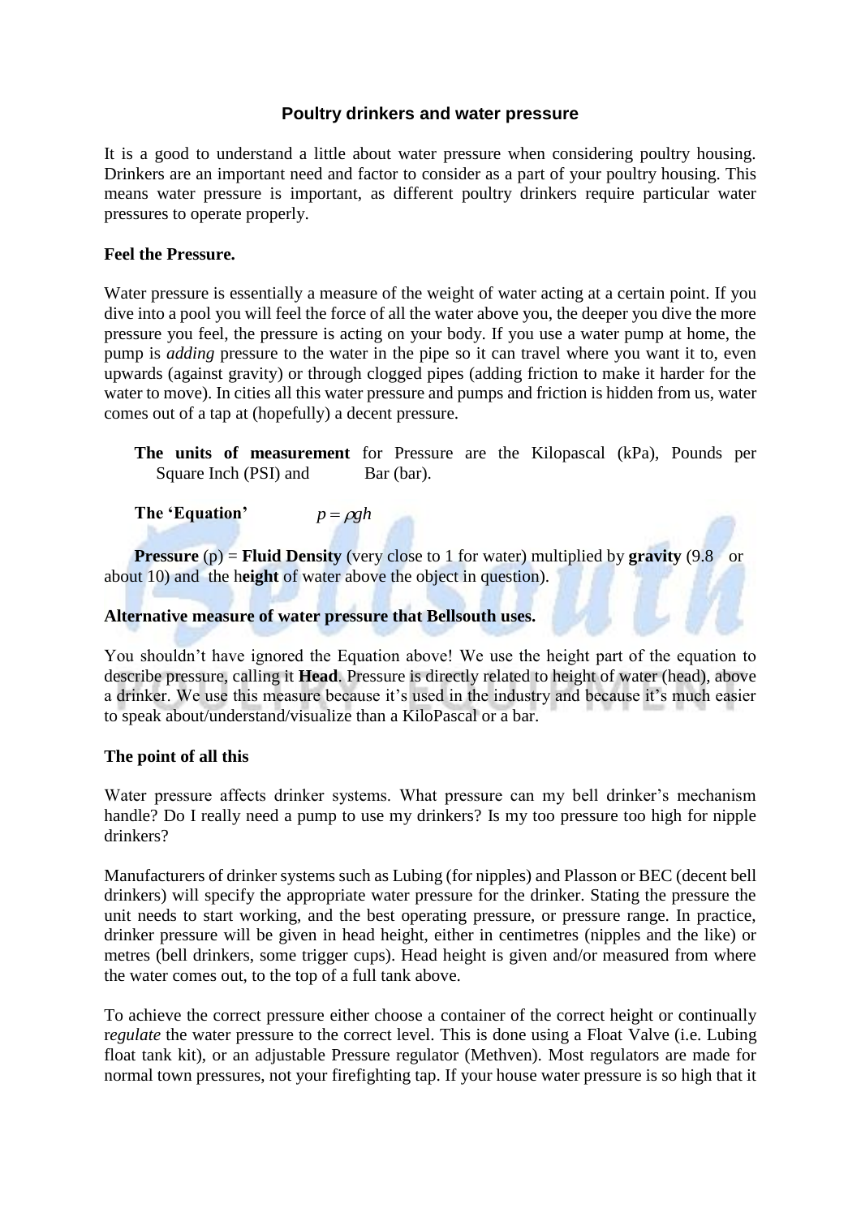# Poultry drinkers and water pressure

It is a good to understand a little about water pressure when considering poultry housing. Drinkers are an important need and factor to consider as a part of your poultry housing. This means water pressure is important, as different poultry drinkers require particular water pressures to operate properly.

**Feel the Pressure.**

Water pressure is essentially a measure of the weight of water acting at a certain point. If you dive into a pool you will feel the force of all the water above you, the deeper you dive the more pressure you feel, the pressure is acting on your body. If you use a water pump at home, the pump is *adding* pressure to the water in the pipe so it can travel where you want it to, even upwards (against gravity) or through clogged pipes (adding friction to make it harder for the water to move). In cities all this water pressure and pumps and friction is hidden from us, water comes out of a tap at (hopefully) a decent pressure.

**The units of measurement** for Pressure are the Kilopascal (kPa), Pounds per Square Inch (PSI) and Bar (bar).

**The 'Equation'** $p = \rho g h$

**Pressure** (p) = **Fluid Density** (very close to 1 for water) multiplied by **gravity** (9.8 or about 10) and the h**eight** of water above the object in question).

**Alternative measure of water pressure that Bellsouth uses.**

You shouldn't have ignored the Equation above! We use the height part of the equation to describe pressure, calling it **Head**. Pressure is directly related to height of water (head), above a drinker. We use this measure because it's used in the industry and because it's much easier to speak about/understand/visualize than a KiloPascal or a bar.

**The point of all this**

Water pressure affects drinker systems. What pressure can my bell drinker's mechanism handle? Do I really need a pump to use my drinkers? Is my too pressure too high for nipple drinkers?

Manufacturers of drinker systems such as Lubing (for nipples) and Plasson or BEC (decent bell drinkers) will specify the appropriate water pressure for the drinker. Stating the pressure the unit needs to start working, and the best operating pressure, or pressure range. In practice, drinker pressure will be given in head height, either in centimetres (nipples and the like) or metres (bell drinkers, some trigger cups). Head height is given and/or measured from where the water comes out, to the top of a full tank above.

To achieve the correct pressure either choose a container of the correct height or continually r*egulate* the water pressure to the correct level. This is done using a Float Valve (i.e. Lubing float tank kit), or an adjustable Pressure regulator (Methven). Most regulators are made for normal town pressures, not your firefighting tap. If your house water pressure is so high that it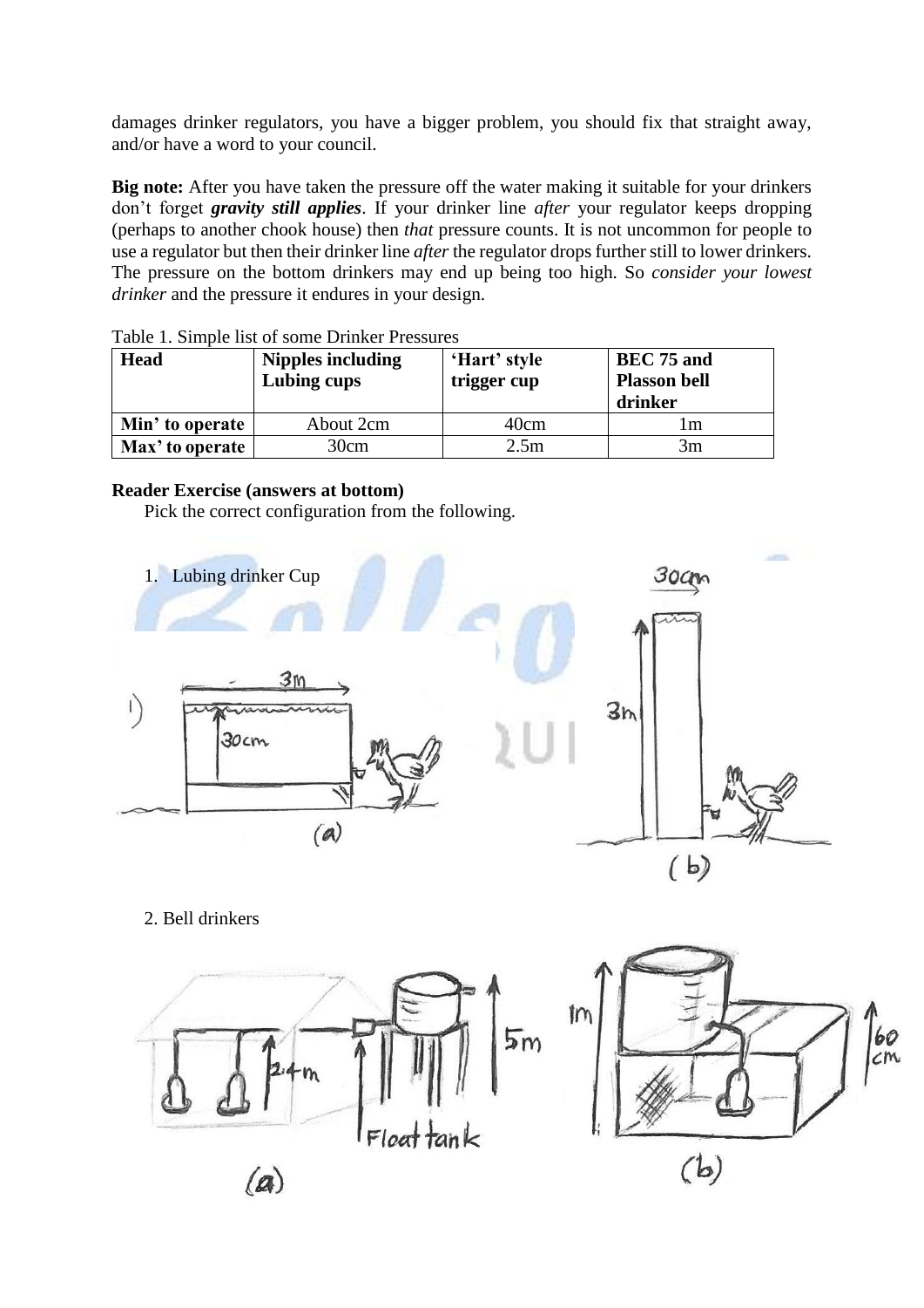damages drinker regulators, you have a bigger problem, you should fix that straight away, and/or have a word to your council.

**Big note:** After you have taken the pressure off the water making it suitable for your drinkers don't forget ***gravity still applies***. If your drinker line *after* your regulator keeps dropping (perhaps to another chook house) then *that* pressure counts. It is not uncommon for people to use a regulator but then their drinker line *after* the regulator drops further still to lower drinkers. The pressure on the bottom drinkers may end up being too high. So *consider your lowest drinker* and the pressure it endures in your design.

Table 1. Simple list of some Drinker Pressures

| **Head** | **Nipples including Lubing cups** | **'Hart' style trigger cup** | **BEC 75 and Plasson bell drinker** |
|---|---|---|---|
| **Min' to operate** | About 2cm | 40cm | 1m |
| **Max' to operate** | 30cm | 2.5m | 3m |

**Reader Exercise (answers at bottom)**

Pick the correct configuration from the following.

1. Lubing drinker Cup

(a) 3m wide tank, 30cm head; (b) 30cm wide tank, 3m high

2. Bell drinkers

(a) Float tank at 5m, drinkers at 2.4m; (b) 1m tank, 60cm box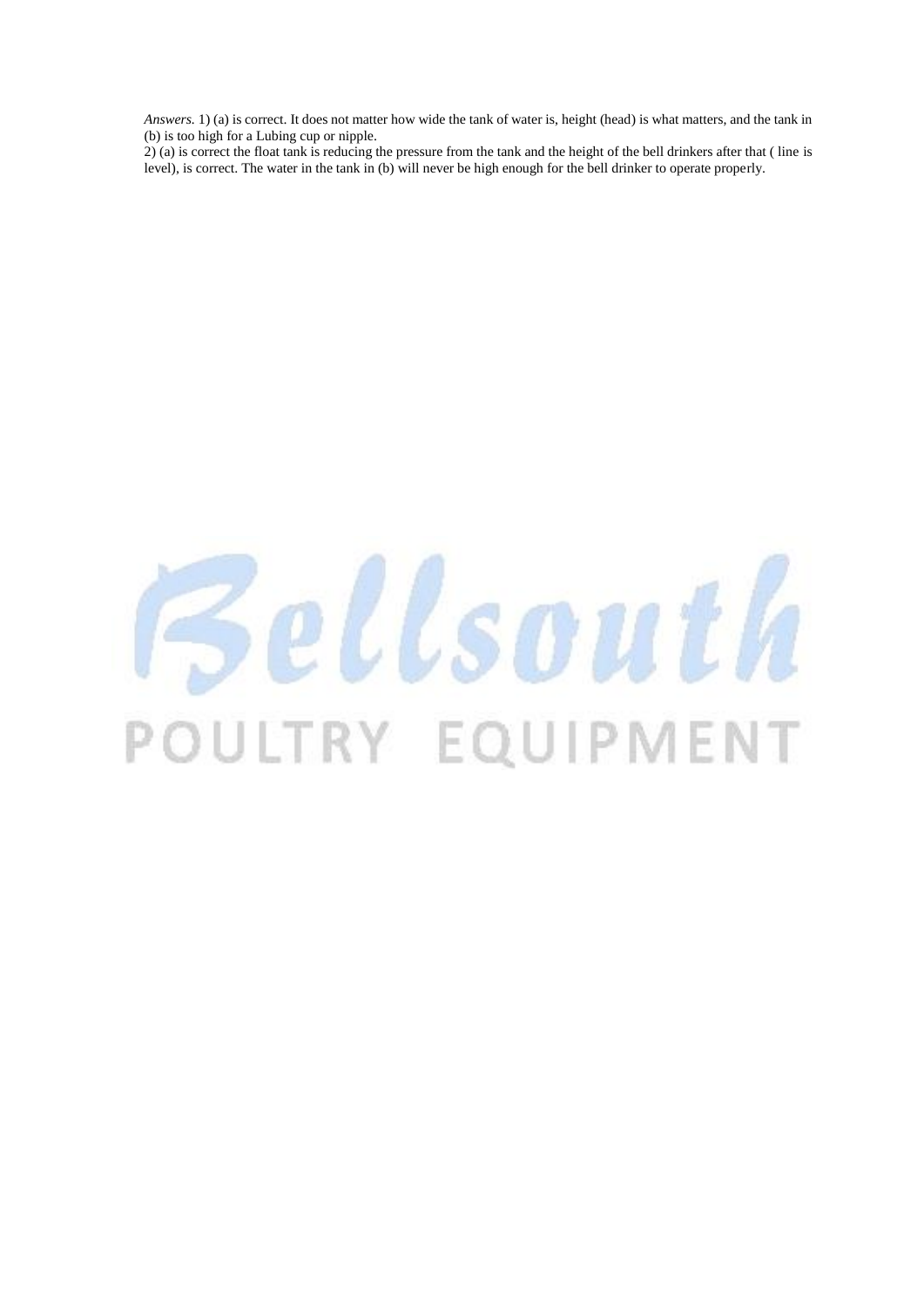*Answers.* 1) (a) is correct. It does not matter how wide the tank of water is, height (head) is what matters, and the tank in (b) is too high for a Lubing cup or nipple.

2) (a) is correct the float tank is reducing the pressure from the tank and the height of the bell drinkers after that ( line is level), is correct. The water in the tank in (b) will never be high enough for the bell drinker to operate properly.